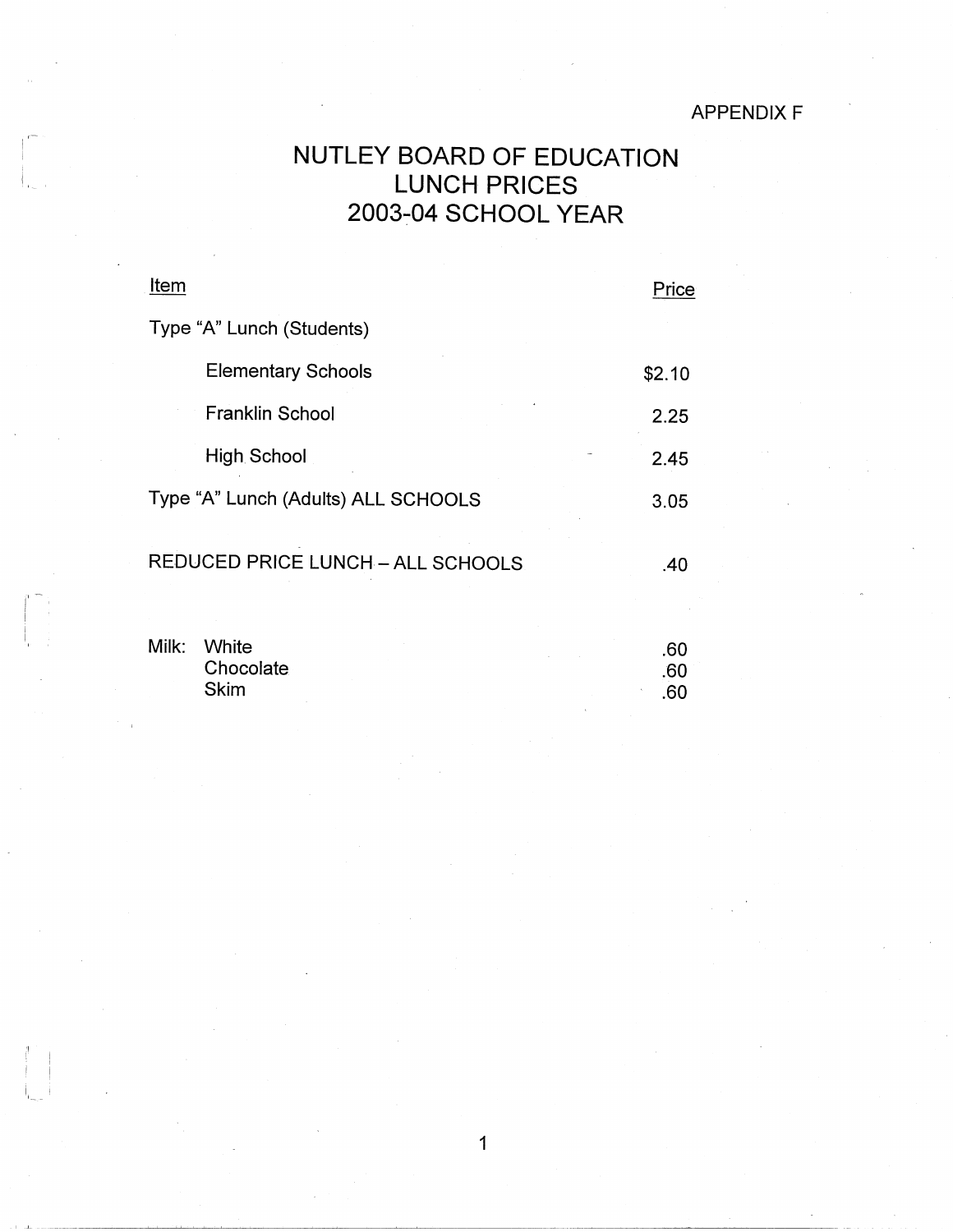APPENDIX F

# NUTLEY BOARD OF EDUCATION
# LUNCH PRICES
# 2003-04 SCHOOL YEAR

| Item | Price |
|---|---|
| Type "A" Lunch (Students) | |
| Elementary Schools | $2.10 |
| Franklin School | 2.25 |
| High School | 2.45 |
| Type "A" Lunch (Adults) ALL SCHOOLS | 3.05 |
| REDUCED PRICE LUNCH – ALL SCHOOLS | .40 |
| Milk: White | .60 |
| Chocolate | .60 |
| Skim | .60 |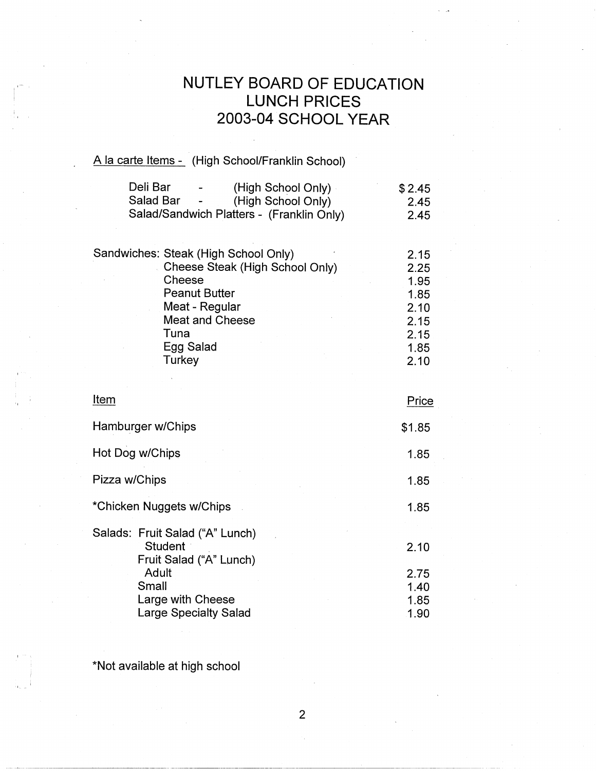# NUTLEY BOARD OF EDUCATION
# LUNCH PRICES
# 2003-04 SCHOOL YEAR

A la carte Items - (High School/Franklin School)

| Item | Price |
|---|---|
| Deli Bar - (High School Only) | $ 2.45 |
| Salad Bar - (High School Only) | 2.45 |
| Salad/Sandwich Platters - (Franklin Only) | 2.45 |

| Sandwiches | | Price |
|---|---|---|
| Sandwiches: | Steak (High School Only) | 2.15 |
| | Cheese Steak (High School Only) | 2.25 |
| | Cheese | 1.95 |
| | Peanut Butter | 1.85 |
| | Meat - Regular | 2.10 |
| | Meat and Cheese | 2.15 |
| | Tuna | 2.15 |
| | Egg Salad | 1.85 |
| | Turkey | 2.10 |

| Item | Price |
|---|---|
| Hamburger w/Chips | $1.85 |
| Hot Dog w/Chips | 1.85 |
| Pizza w/Chips | 1.85 |
| *Chicken Nuggets w/Chips | 1.85 |
| Salads: Fruit Salad ("A" Lunch) Student | 2.10 |
| Fruit Salad ("A" Lunch) Adult | 2.75 |
| Small | 1.40 |
| Large with Cheese | 1.85 |
| Large Specialty Salad | 1.90 |

*Not available at high school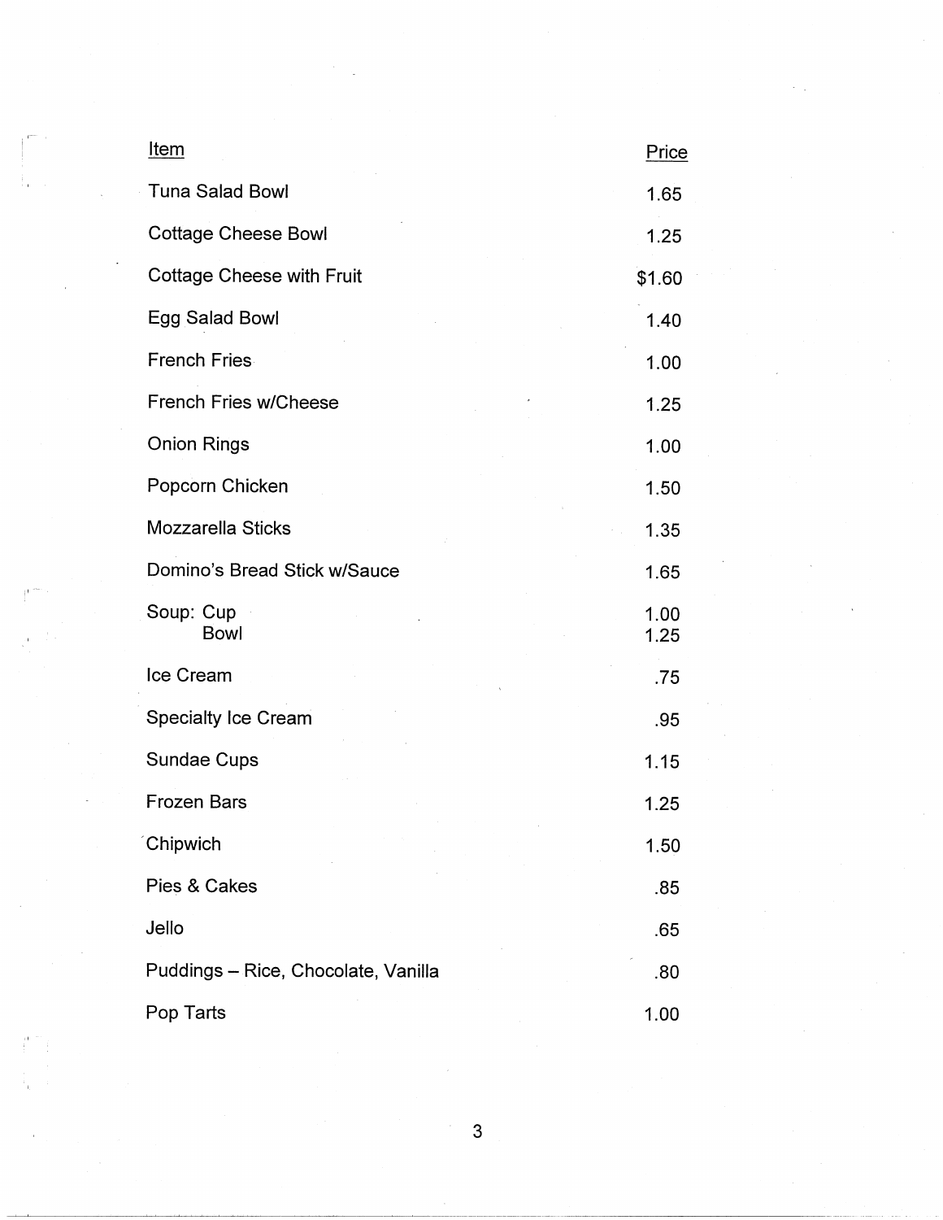| Item | Price |
| --- | --- |
| Tuna Salad Bowl | 1.65 |
| Cottage Cheese Bowl | 1.25 |
| Cottage Cheese with Fruit | $1.60 |
| Egg Salad Bowl | 1.40 |
| French Fries | 1.00 |
| French Fries w/Cheese | 1.25 |
| Onion Rings | 1.00 |
| Popcorn Chicken | 1.50 |
| Mozzarella Sticks | 1.35 |
| Domino's Bread Stick w/Sauce | 1.65 |
| Soup: Cup | 1.00 |
| Bowl | 1.25 |
| Ice Cream | .75 |
| Specialty Ice Cream | .95 |
| Sundae Cups | 1.15 |
| Frozen Bars | 1.25 |
| Chipwich | 1.50 |
| Pies & Cakes | .85 |
| Jello | .65 |
| Puddings – Rice, Chocolate, Vanilla | .80 |
| Pop Tarts | 1.00 |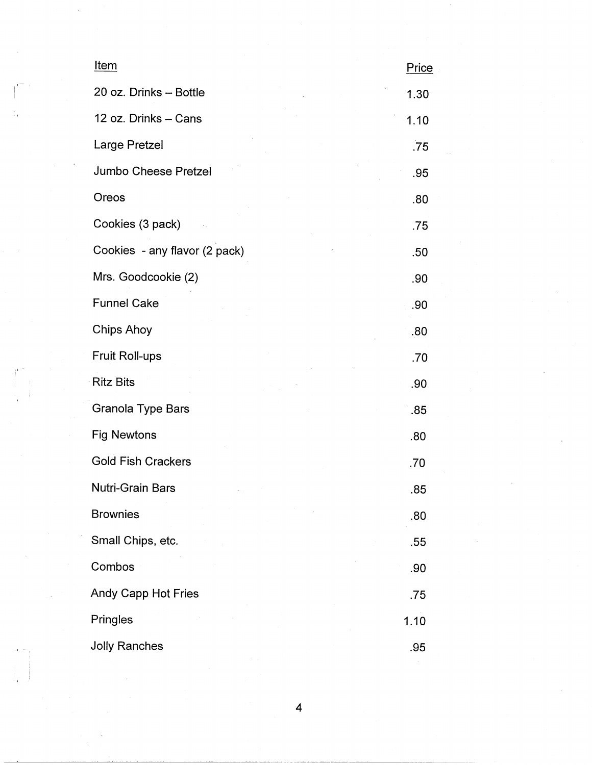| Item | Price |
| --- | --- |
| 20 oz. Drinks – Bottle | 1.30 |
| 12 oz. Drinks – Cans | 1.10 |
| Large Pretzel | .75 |
| Jumbo Cheese Pretzel | .95 |
| Oreos | .80 |
| Cookies (3 pack) | .75 |
| Cookies - any flavor (2 pack) | .50 |
| Mrs. Goodcookie (2) | .90 |
| Funnel Cake | .90 |
| Chips Ahoy | .80 |
| Fruit Roll-ups | .70 |
| Ritz Bits | .90 |
| Granola Type Bars | .85 |
| Fig Newtons | .80 |
| Gold Fish Crackers | .70 |
| Nutri-Grain Bars | .85 |
| Brownies | .80 |
| Small Chips, etc. | .55 |
| Combos | .90 |
| Andy Capp Hot Fries | .75 |
| Pringles | 1.10 |
| Jolly Ranches | .95 |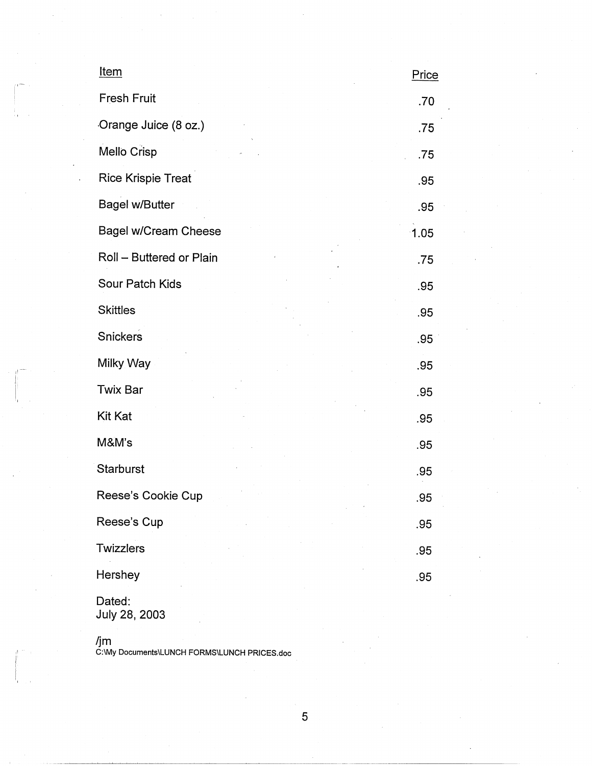| Item | Price |
| --- | --- |
| Fresh Fruit | .70 |
| Orange Juice (8 oz.) | .75 |
| Mello Crisp | .75 |
| Rice Krispie Treat | .95 |
| Bagel w/Butter | .95 |
| Bagel w/Cream Cheese | 1.05 |
| Roll – Buttered or Plain | .75 |
| Sour Patch Kids | .95 |
| Skittles | .95 |
| Snickers | .95 |
| Milky Way | .95 |
| Twix Bar | .95 |
| Kit Kat | .95 |
| M&M's | .95 |
| Starburst | .95 |
| Reese's Cookie Cup | .95 |
| Reese's Cup | .95 |
| Twizzlers | .95 |
| Hershey | .95 |

Dated:
July 28, 2003

/jm
C:\My Documents\LUNCH FORMS\LUNCH PRICES.doc